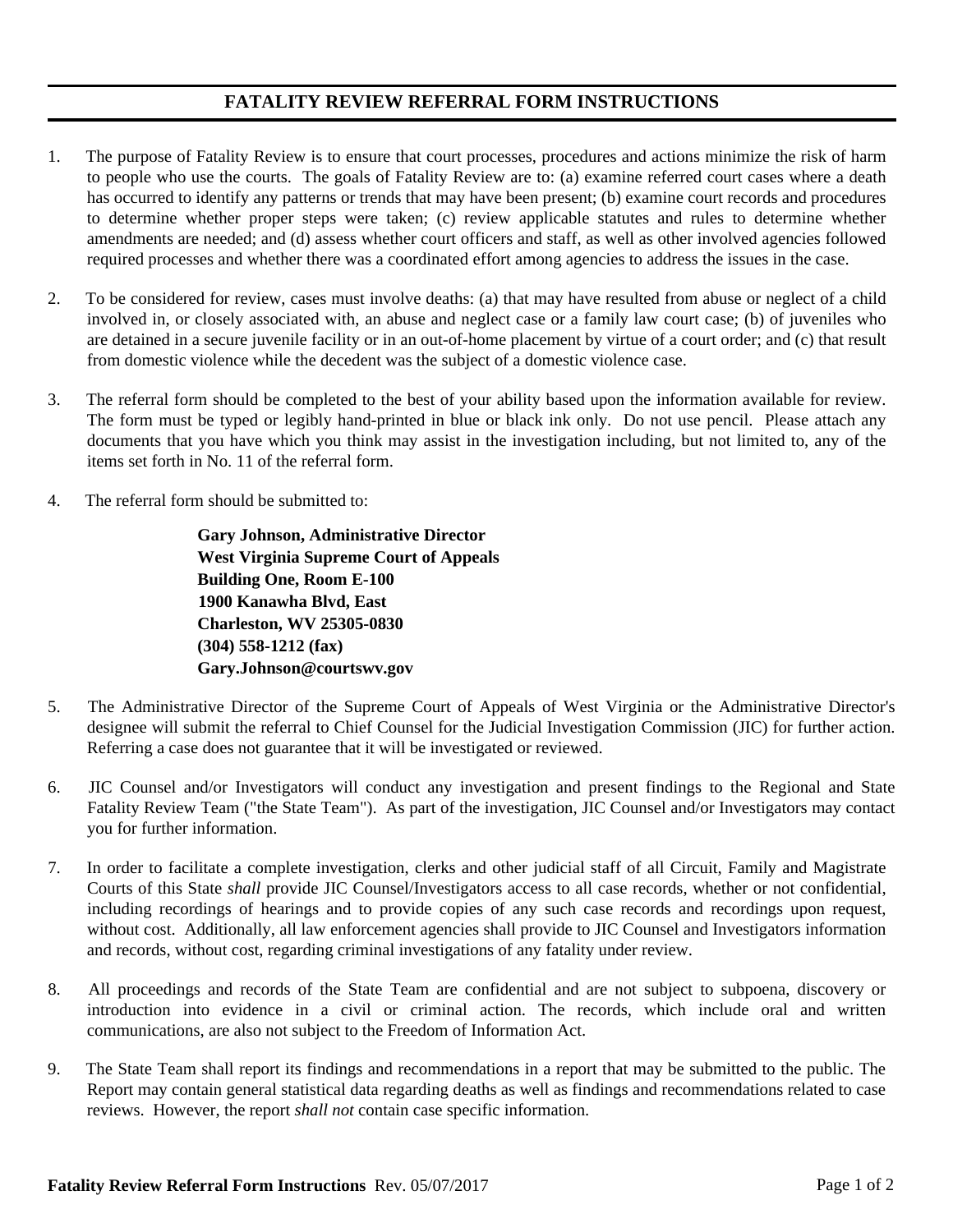# FATALITY REVIEW REFERRAL FORM INSTRUCTIONS

1. The purpose of Fatality Review is to ensure that court processes, procedures and actions minimize the risk of harm to people who use the courts. The goals of Fatality Review are to: (a) examine referred court cases where a death has occurred to identify any patterns or trends that may have been present; (b) examine court records and procedures to determine whether proper steps were taken; (c) review applicable statutes and rules to determine whether amendments are needed; and (d) assess whether court officers and staff, as well as other involved agencies followed required processes and whether there was a coordinated effort among agencies to address the issues in the case.

2. To be considered for review, cases must involve deaths: (a) that may have resulted from abuse or neglect of a child involved in, or closely associated with, an abuse and neglect case or a family law court case; (b) of juveniles who are detained in a secure juvenile facility or in an out-of-home placement by virtue of a court order; and (c) that result from domestic violence while the decedent was the subject of a domestic violence case.

3. The referral form should be completed to the best of your ability based upon the information available for review. The form must be typed or legibly hand-printed in blue or black ink only. Do not use pencil. Please attach any documents that you have which you think may assist in the investigation including, but not limited to, any of the items set forth in No. 11 of the referral form.

4. The referral form should be submitted to:

   **Gary Johnson, Administrative Director**
   **West Virginia Supreme Court of Appeals**
   **Building One, Room E-100**
   **1900 Kanawha Blvd, East**
   **Charleston, WV 25305-0830**
   **(304) 558-1212 (fax)**
   **Gary.Johnson@courtswv.gov**

5. The Administrative Director of the Supreme Court of Appeals of West Virginia or the Administrative Director's designee will submit the referral to Chief Counsel for the Judicial Investigation Commission (JIC) for further action. Referring a case does not guarantee that it will be investigated or reviewed.

6. JIC Counsel and/or Investigators will conduct any investigation and present findings to the Regional and State Fatality Review Team ("the State Team"). As part of the investigation, JIC Counsel and/or Investigators may contact you for further information.

7. In order to facilitate a complete investigation, clerks and other judicial staff of all Circuit, Family and Magistrate Courts of this State *shall* provide JIC Counsel/Investigators access to all case records, whether or not confidential, including recordings of hearings and to provide copies of any such case records and recordings upon request, without cost. Additionally, all law enforcement agencies shall provide to JIC Counsel and Investigators information and records, without cost, regarding criminal investigations of any fatality under review.

8. All proceedings and records of the State Team are confidential and are not subject to subpoena, discovery or introduction into evidence in a civil or criminal action. The records, which include oral and written communications, are also not subject to the Freedom of Information Act.

9. The State Team shall report its findings and recommendations in a report that may be submitted to the public. The Report may contain general statistical data regarding deaths as well as findings and recommendations related to case reviews. However, the report *shall not* contain case specific information.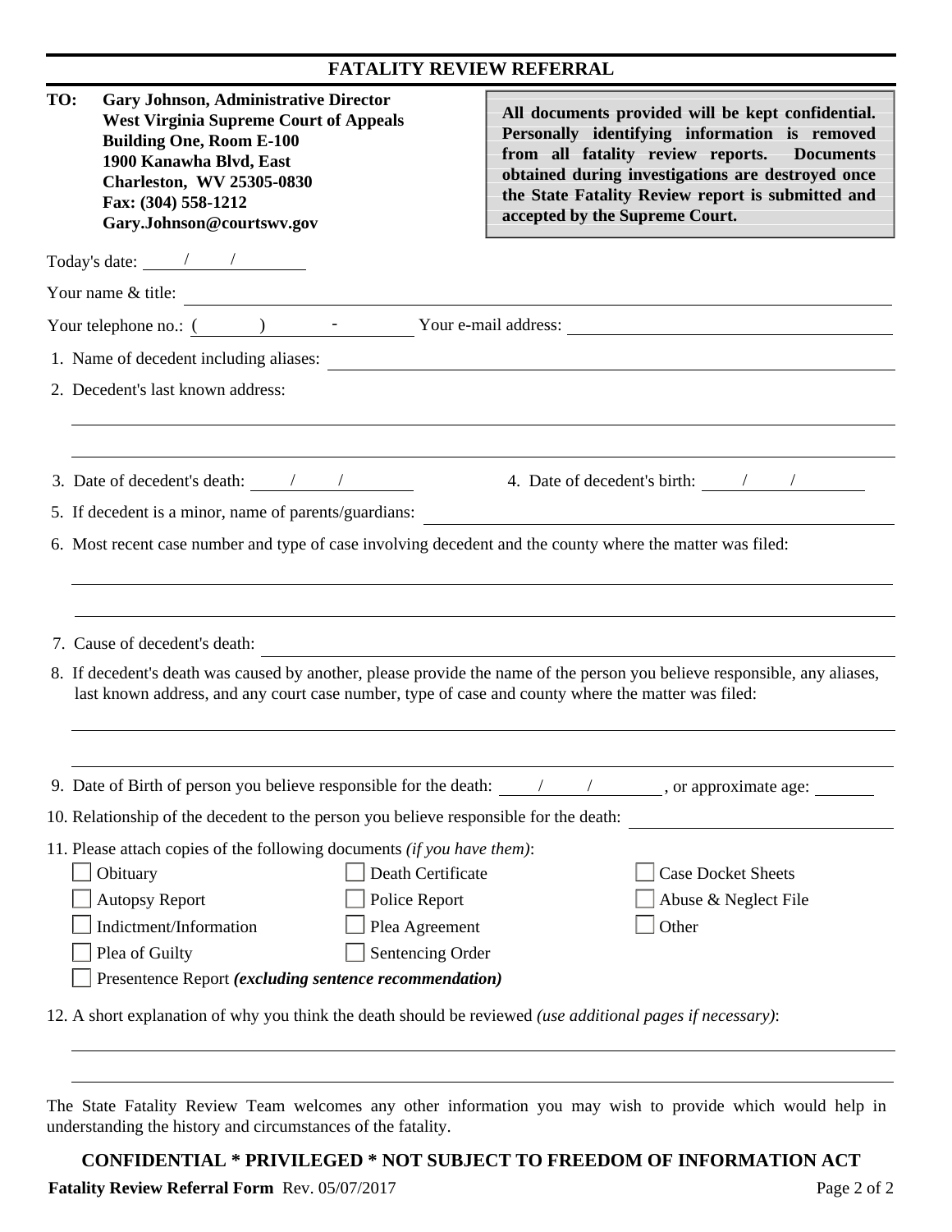## FATALITY REVIEW REFERRAL

**TO: Gary Johnson, Administrative Director**
**West Virginia Supreme Court of Appeals**
**Building One, Room E-100**
**1900 Kanawha Blvd, East**
**Charleston, WV 25305-0830**
**Fax: (304) 558-1212**
**Gary.Johnson@courtswv.gov**

**All documents provided will be kept confidential. Personally identifying information is removed from all fatality review reports. Documents obtained during investigations are destroyed once the State Fatality Review report is submitted and accepted by the Supreme Court.**

Today's date: ____/____/________

Your name & title: ________________________________________

Your telephone no.: (______) ______-________ Your e-mail address: ________________________

1. Name of decedent including aliases: ________________________________________

2. Decedent's last known address:

________________________________________

________________________________________

3. Date of decedent's death: ____/____/________ 4. Date of decedent's birth: ____/____/________

5. If decedent is a minor, name of parents/guardians: ________________________________________

6. Most recent case number and type of case involving decedent and the county where the matter was filed:

________________________________________

________________________________________

7. Cause of decedent's death: ________________________________________

8. If decedent's death was caused by another, please provide the name of the person you believe responsible, any aliases, last known address, and any court case number, type of case and county where the matter was filed:

________________________________________

________________________________________

9. Date of Birth of person you believe responsible for the death: ____/____/________, or approximate age: ______

10. Relationship of the decedent to the person you believe responsible for the death: ________________________

11. Please attach copies of the following documents *(if you have them)*:

- ☐ Obituary
- ☐ Death Certificate
- ☐ Case Docket Sheets
- ☐ Autopsy Report
- ☐ Police Report
- ☐ Abuse & Neglect File
- ☐ Indictment/Information
- ☐ Plea Agreement
- ☐ Other
- ☐ Plea of Guilty
- ☐ Sentencing Order
- ☐ Presentence Report ***(excluding sentence recommendation)***

12. A short explanation of why you think the death should be reviewed *(use additional pages if necessary)*:

________________________________________

________________________________________

The State Fatality Review Team welcomes any other information you may wish to provide which would help in understanding the history and circumstances of the fatality.

**CONFIDENTIAL * PRIVILEGED * NOT SUBJECT TO FREEDOM OF INFORMATION ACT**

**Fatality Review Referral Form** Rev. 05/07/2017